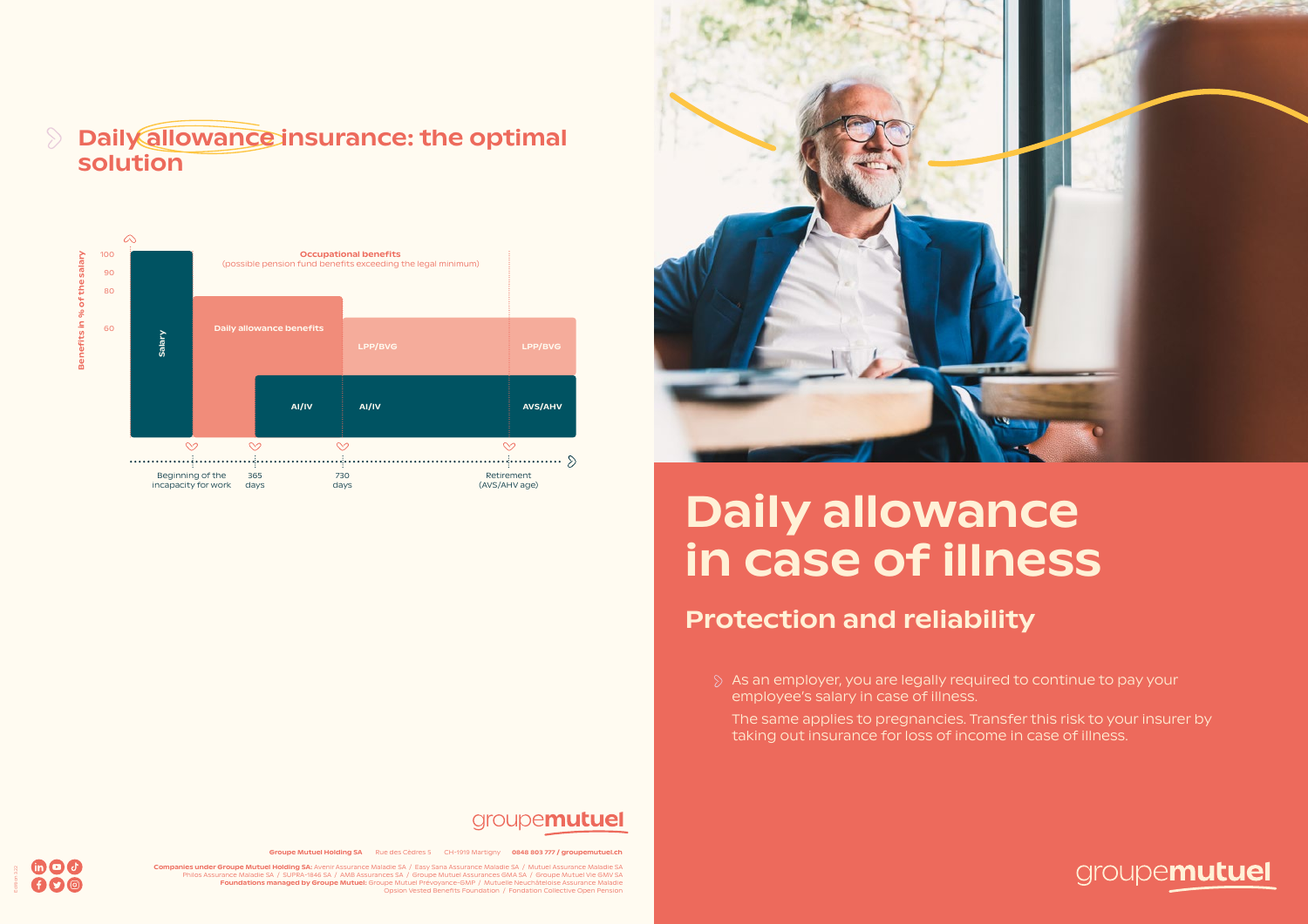## Daily allowance insurance: the optimal solution

Benefits in % of the salary

100
90
80
60

Salary

Occupational benefits
(possible pension fund benefits exceeding the legal minimum)

Daily allowance benefits

LPP/BVG

LPP/BVG

AI/IV

AI/IV

AVS/AHV

Beginning of the incapacity for work

365 days

730 days

Retirement (AVS/AHV age)

**Groupe Mutuel Holding SA** Rue des Cèdres 5 CH-1919 Martigny **0848 803 777 / groupemutuel.ch**

**Companies under Groupe Mutuel Holding SA:** Avenir Assurance Maladie SA / Easy Sana Assurance Maladie SA / Mutuel Assurance Maladie SA Philos Assurance Maladie SA / SUPRA-1846 SA / AMB Assurances SA / Groupe Mutuel Assurances GMA SA / Groupe Mutuel Vie GMV SA
**Foundations managed by Groupe Mutuel:** Groupe Mutuel Prévoyance-GMP / Mutuelle Neuchâteloise Assurance Maladie Opsion Vested Benefits Foundation / Fondation Collective Open Pension

# Daily allowance in case of illness

## Protection and reliability

- As an employer, you are legally required to continue to pay your employee's salary in case of illness.

  The same applies to pregnancies. Transfer this risk to your insurer by taking out insurance for loss of income in case of illness.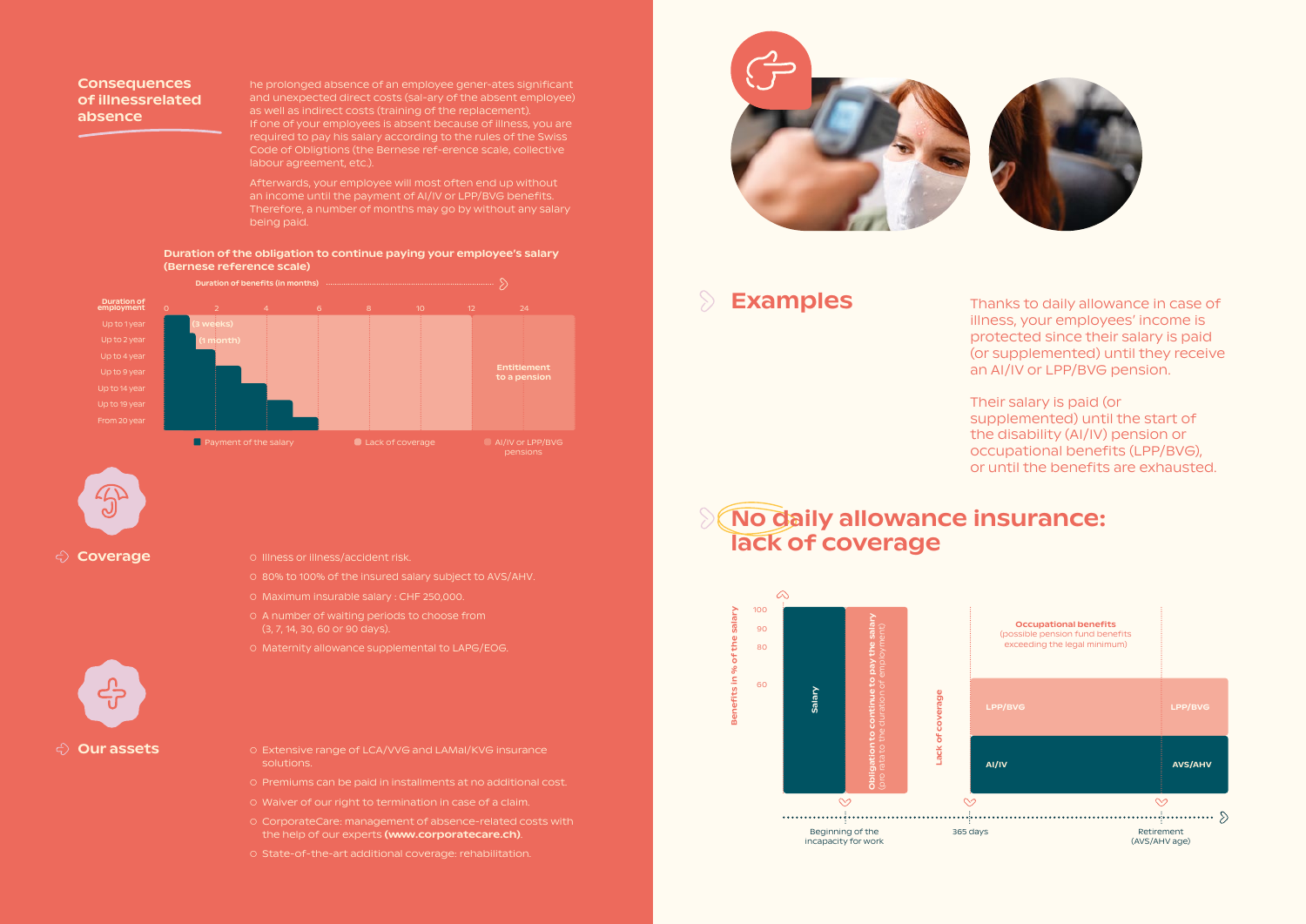## Consequences of illnessrelated absence

he prolonged absence of an employee gener-ates significant and unexpected direct costs (sal-ary of the absent employee) as well as indirect costs (training of the replacement).
If one of your employees is absent because of illness, you are required to pay his salary according to the rules of the Swiss Code of Obligtions (the Bernese ref-erence scale, collective labour agreement, etc.).

Afterwards, your employee will most often end up without an income until the payment of AI/IV or LPP/BVG benefits. Therefore, a number of months may go by without any salary being paid.

### Duration of the obligation to continue paying your employee's salary (Bernese reference scale)

Duration of benefits (in months)

Duration of employment

0 2 4 6 8 10 12 24

Up to 1 year
Up to 2 year
Up to 4 year
Up to 9 year
Up to 14 year
Up to 19 year
From 20 year

(3 weeks)
(1 month)

Entitlement to a pension

Payment of the salary
Lack of coverage
AI/IV or LPP/BVG pensions

## Coverage

- Illness or illness/accident risk.
- 80% to 100% of the insured salary subject to AVS/AHV.
- Maximum insurable salary : CHF 250,000.
- A number of waiting periods to choose from (3, 7, 14, 30, 60 or 90 days).
- Maternity allowance supplemental to LAPG/EOG.

## Our assets

- Extensive range of LCA/VVG and LAMal/KVG insurance solutions.
- Premiums can be paid in installments at no additional cost.
- Waiver of our right to termination in case of a claim.
- CorporateCare: management of absence-related costs with the help of our experts **(www.corporatecare.ch)**.
- State-of-the-art additional coverage: rehabilitation.

## Examples

Thanks to daily allowance in case of illness, your employees' income is protected since their salary is paid (or supplemented) until they receive an AI/IV or LPP/BVG pension.

Their salary is paid (or supplemented) until the start of the disability (AI/IV) pension or occupational benefits (LPP/BVG), or until the benefits are exhausted.

## No daily allowance insurance: lack of coverage

Benefits in % of the salary

100
90
80
60

Salary

Obligation to continue to pay the salary (pro rata to the duration of employment)

Lack of coverage

Occupational benefits
(possible pension fund benefits exceeding the legal minimum)

LPP/BVG
LPP/BVG
AI/IV
AVS/AHV

Beginning of the incapacity for work
365 days
Retirement (AVS/AHV age)